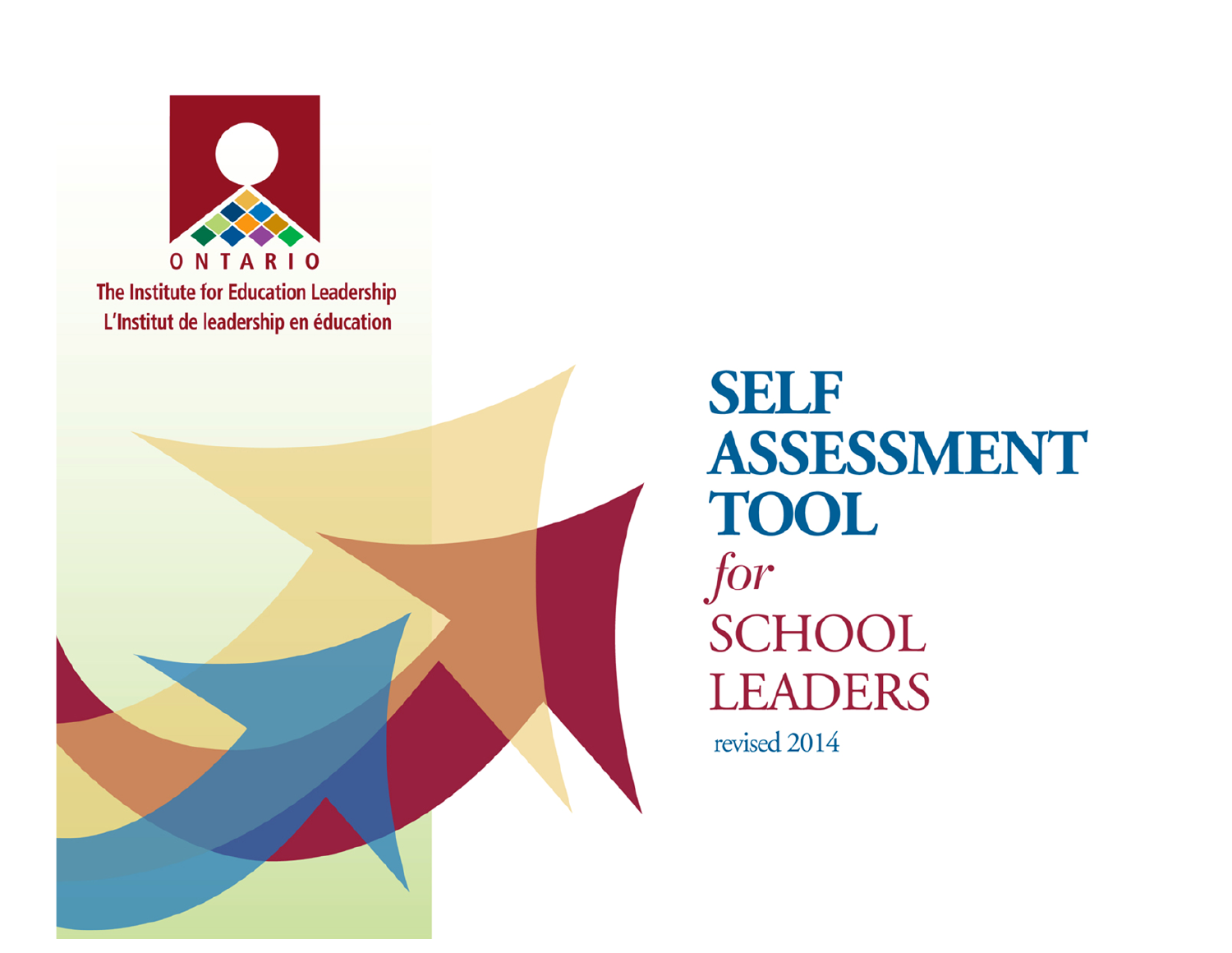ONTARIO

The Institute for Education Leadership

L'Institut de leadership en éducation

# SELF ASSESSMENT TOOL *for* SCHOOL LEADERS

revised 2014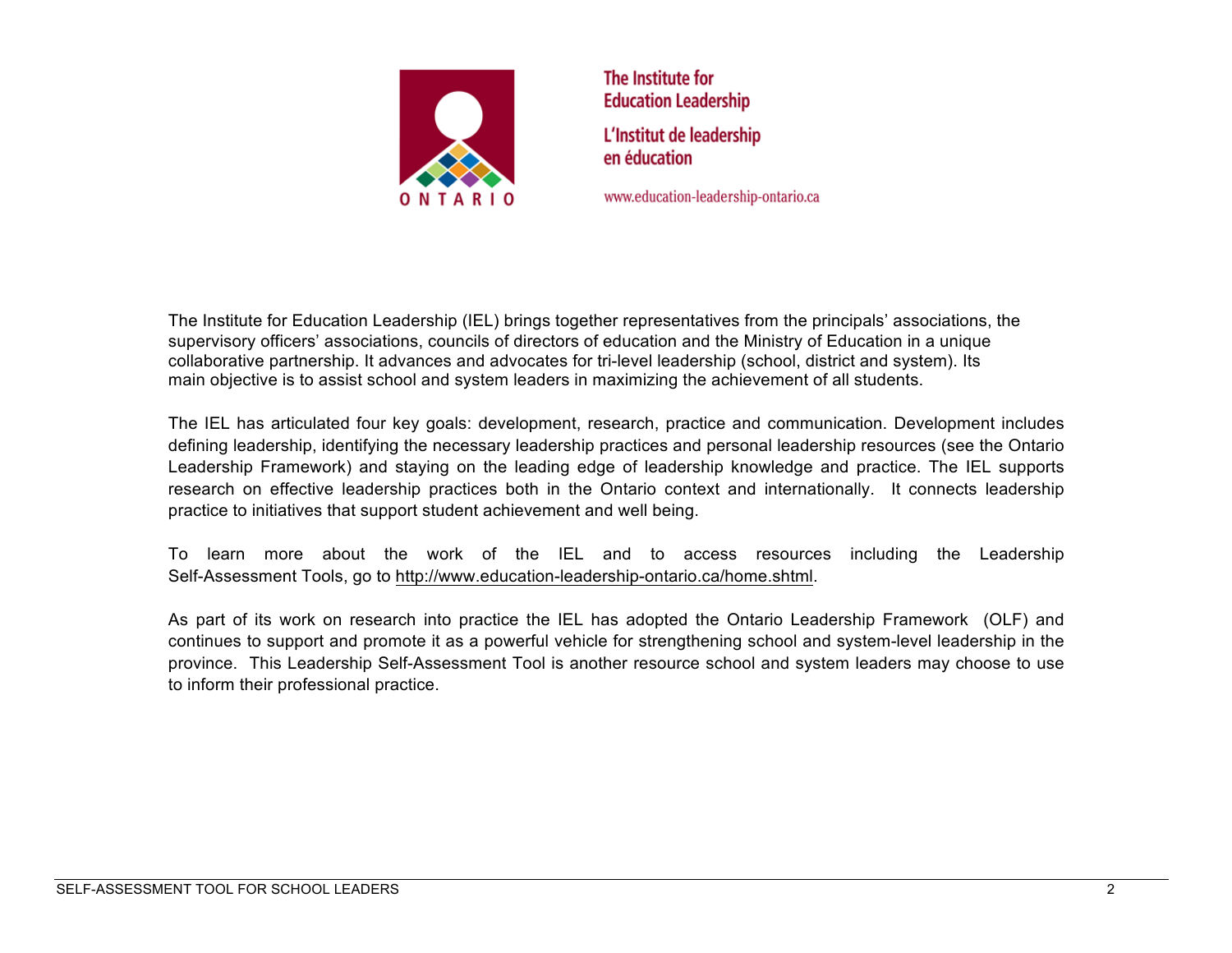The Institute for Education Leadership

L'Institut de leadership en éducation

www.education-leadership-ontario.ca

The Institute for Education Leadership (IEL) brings together representatives from the principals' associations, the supervisory officers' associations, councils of directors of education and the Ministry of Education in a unique collaborative partnership. It advances and advocates for tri-level leadership (school, district and system). Its main objective is to assist school and system leaders in maximizing the achievement of all students.

The IEL has articulated four key goals: development, research, practice and communication. Development includes defining leadership, identifying the necessary leadership practices and personal leadership resources (see the Ontario Leadership Framework) and staying on the leading edge of leadership knowledge and practice. The IEL supports research on effective leadership practices both in the Ontario context and internationally. It connects leadership practice to initiatives that support student achievement and well being.

To learn more about the work of the IEL and to access resources including the Leadership Self-Assessment Tools, go to http://www.education-leadership-ontario.ca/home.shtml.

As part of its work on research into practice the IEL has adopted the Ontario Leadership Framework (OLF) and continues to support and promote it as a powerful vehicle for strengthening school and system-level leadership in the province. This Leadership Self-Assessment Tool is another resource school and system leaders may choose to use to inform their professional practice.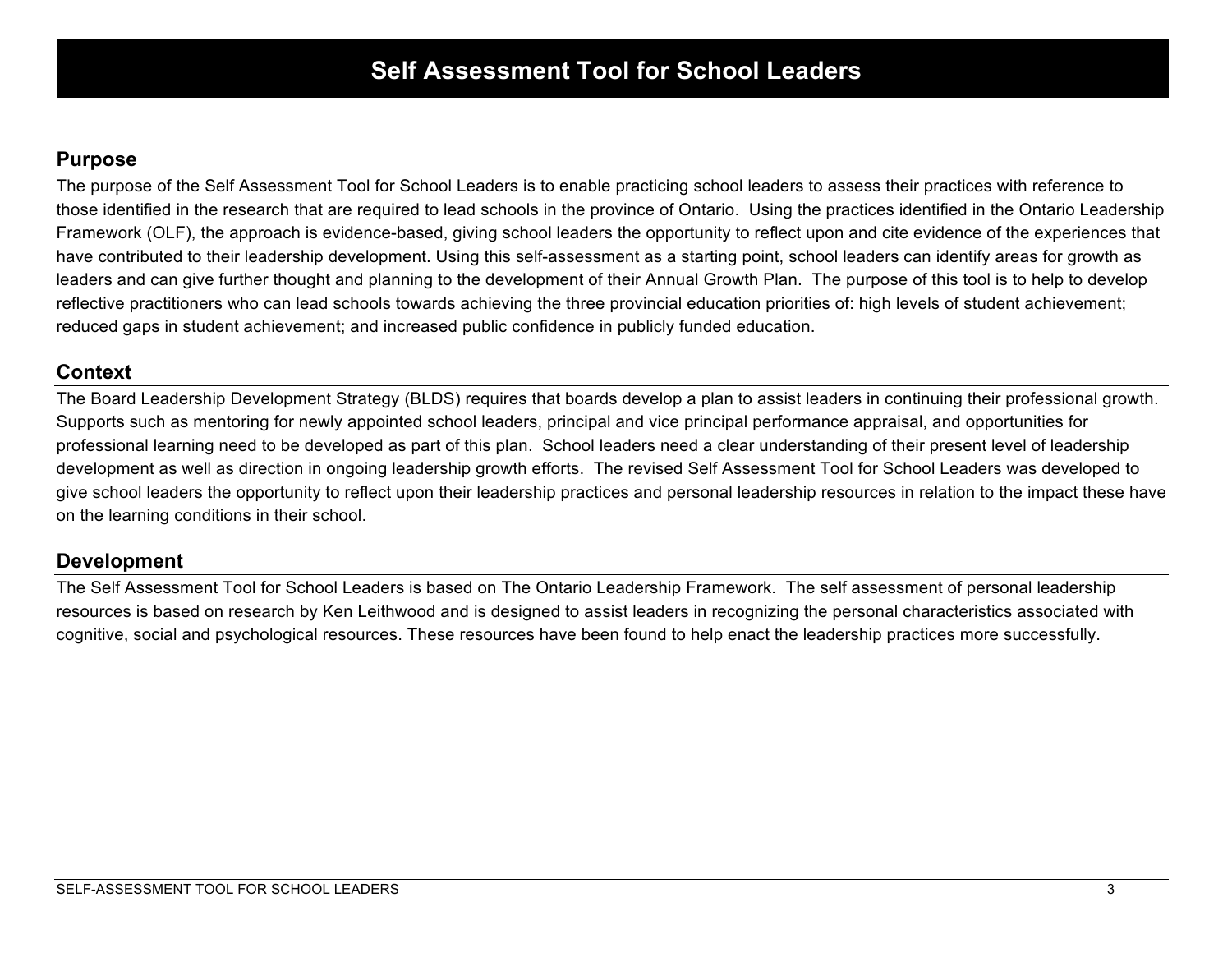# Self Assessment Tool for School Leaders

## Purpose

The purpose of the Self Assessment Tool for School Leaders is to enable practicing school leaders to assess their practices with reference to those identified in the research that are required to lead schools in the province of Ontario. Using the practices identified in the Ontario Leadership Framework (OLF), the approach is evidence-based, giving school leaders the opportunity to reflect upon and cite evidence of the experiences that have contributed to their leadership development. Using this self-assessment as a starting point, school leaders can identify areas for growth as leaders and can give further thought and planning to the development of their Annual Growth Plan. The purpose of this tool is to help to develop reflective practitioners who can lead schools towards achieving the three provincial education priorities of: high levels of student achievement; reduced gaps in student achievement; and increased public confidence in publicly funded education.

## Context

The Board Leadership Development Strategy (BLDS) requires that boards develop a plan to assist leaders in continuing their professional growth. Supports such as mentoring for newly appointed school leaders, principal and vice principal performance appraisal, and opportunities for professional learning need to be developed as part of this plan. School leaders need a clear understanding of their present level of leadership development as well as direction in ongoing leadership growth efforts. The revised Self Assessment Tool for School Leaders was developed to give school leaders the opportunity to reflect upon their leadership practices and personal leadership resources in relation to the impact these have on the learning conditions in their school.

## Development

The Self Assessment Tool for School Leaders is based on The Ontario Leadership Framework. The self assessment of personal leadership resources is based on research by Ken Leithwood and is designed to assist leaders in recognizing the personal characteristics associated with cognitive, social and psychological resources. These resources have been found to help enact the leadership practices more successfully.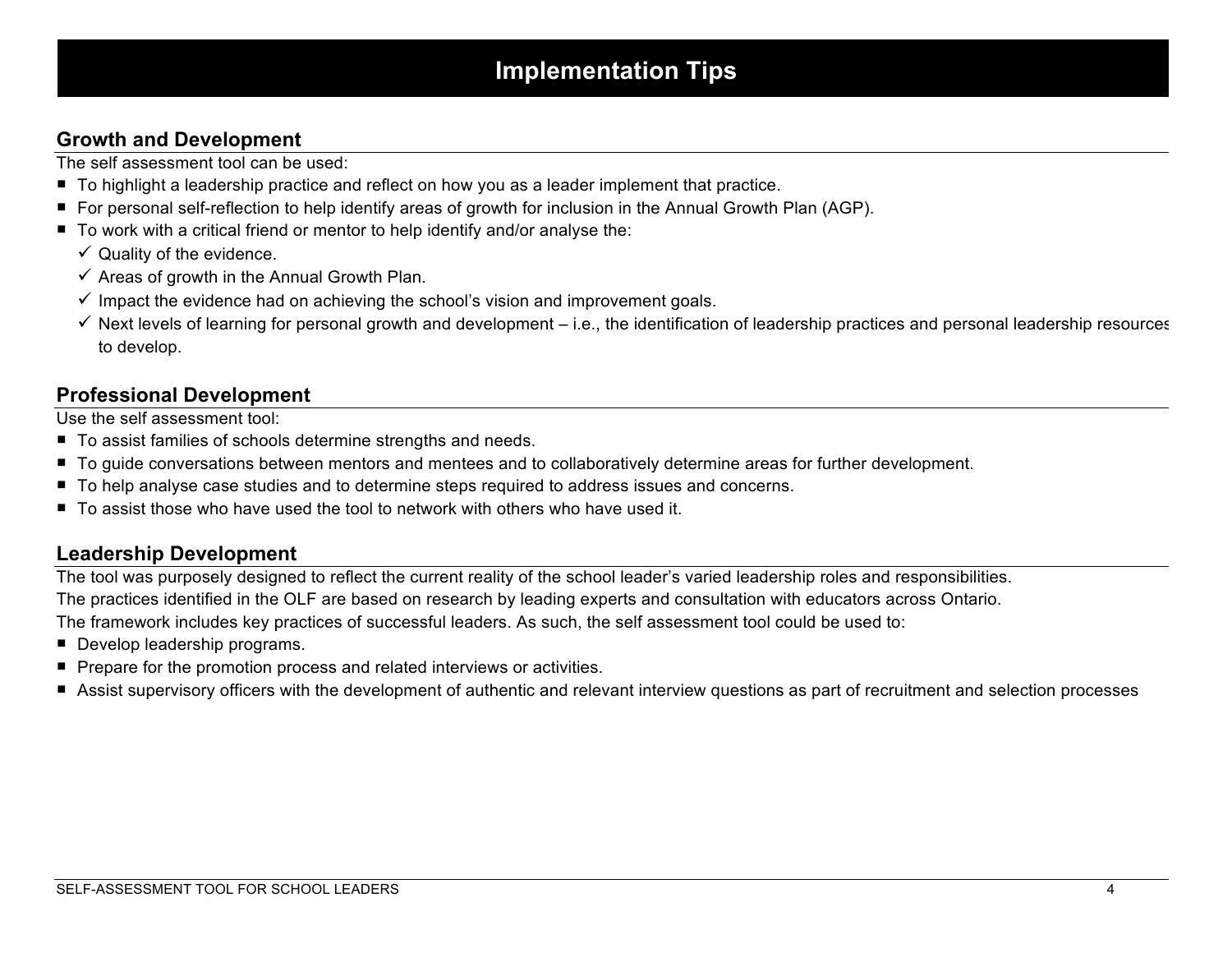# Implementation Tips

## Growth and Development

The self assessment tool can be used:

- To highlight a leadership practice and reflect on how you as a leader implement that practice.
- For personal self-reflection to help identify areas of growth for inclusion in the Annual Growth Plan (AGP).
- To work with a critical friend or mentor to help identify and/or analyse the:
  - ✓ Quality of the evidence.
  - ✓ Areas of growth in the Annual Growth Plan.
  - ✓ Impact the evidence had on achieving the school's vision and improvement goals.
  - ✓ Next levels of learning for personal growth and development – i.e., the identification of leadership practices and personal leadership resources to develop.

## Professional Development

Use the self assessment tool:

- To assist families of schools determine strengths and needs.
- To guide conversations between mentors and mentees and to collaboratively determine areas for further development.
- To help analyse case studies and to determine steps required to address issues and concerns.
- To assist those who have used the tool to network with others who have used it.

## Leadership Development

The tool was purposely designed to reflect the current reality of the school leader's varied leadership roles and responsibilities.

The practices identified in the OLF are based on research by leading experts and consultation with educators across Ontario.

The framework includes key practices of successful leaders. As such, the self assessment tool could be used to:

- Develop leadership programs.
- Prepare for the promotion process and related interviews or activities.
- Assist supervisory officers with the development of authentic and relevant interview questions as part of recruitment and selection processes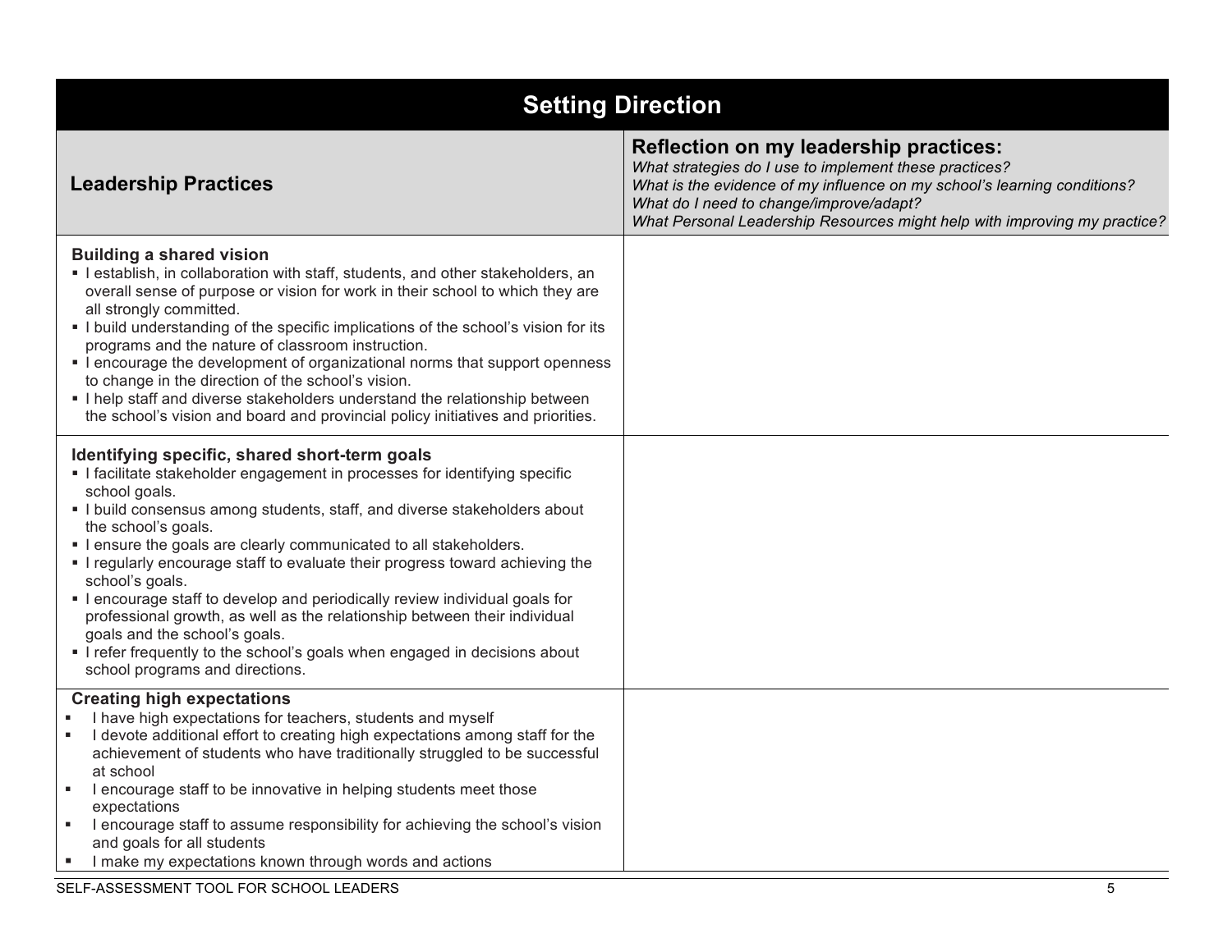## Setting Direction

| **Leadership Practices** | **Reflection on my leadership practices:**<br>*What strategies do I use to implement these practices?*<br>*What is the evidence of my influence on my school's learning conditions?*<br>*What do I need to change/improve/adapt?*<br>*What Personal Leadership Resources might help with improving my practice?* |
|---|---|
| **Building a shared vision**<br>▪ I establish, in collaboration with staff, students, and other stakeholders, an overall sense of purpose or vision for work in their school to which they are all strongly committed.<br>▪ I build understanding of the specific implications of the school's vision for its programs and the nature of classroom instruction.<br>▪ I encourage the development of organizational norms that support openness to change in the direction of the school's vision.<br>▪ I help staff and diverse stakeholders understand the relationship between the school's vision and board and provincial policy initiatives and priorities. | |
| **Identifying specific, shared short-term goals**<br>▪ I facilitate stakeholder engagement in processes for identifying specific school goals.<br>▪ I build consensus among students, staff, and diverse stakeholders about the school's goals.<br>▪ I ensure the goals are clearly communicated to all stakeholders.<br>▪ I regularly encourage staff to evaluate their progress toward achieving the school's goals.<br>▪ I encourage staff to develop and periodically review individual goals for professional growth, as well as the relationship between their individual goals and the school's goals.<br>▪ I refer frequently to the school's goals when engaged in decisions about school programs and directions. | |
| **Creating high expectations**<br>▪ I have high expectations for teachers, students and myself<br>▪ I devote additional effort to creating high expectations among staff for the achievement of students who have traditionally struggled to be successful at school<br>▪ I encourage staff to be innovative in helping students meet those expectations<br>▪ I encourage staff to assume responsibility for achieving the school's vision and goals for all students<br>▪ I make my expectations known through words and actions | |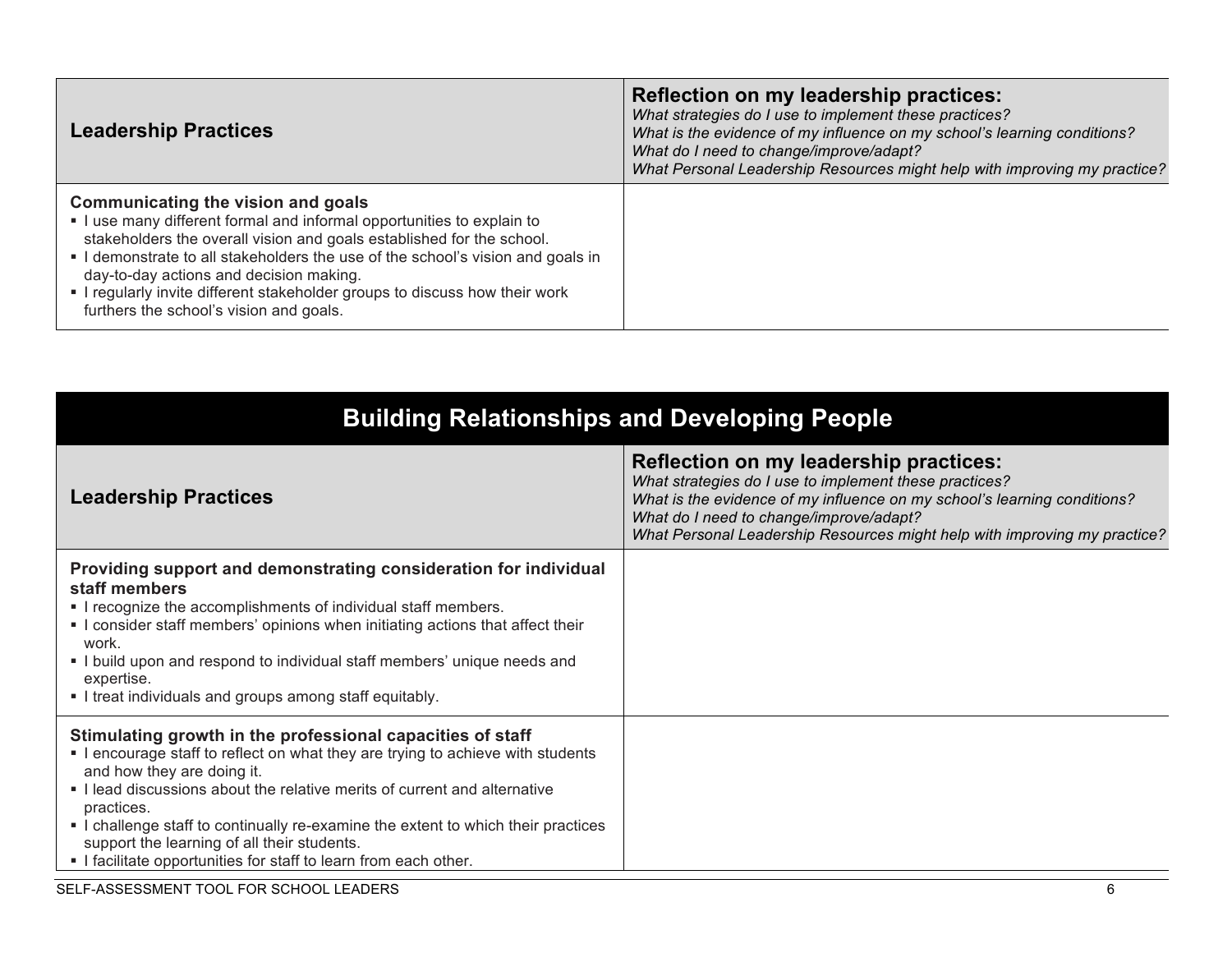| **Leadership Practices** | **Reflection on my leadership practices:**<br>*What strategies do I use to implement these practices?*<br>*What is the evidence of my influence on my school's learning conditions?*<br>*What do I need to change/improve/adapt?*<br>*What Personal Leadership Resources might help with improving my practice?* |
| --- | --- |
| **Communicating the vision and goals**<br>▪ I use many different formal and informal opportunities to explain to stakeholders the overall vision and goals established for the school.<br>▪ I demonstrate to all stakeholders the use of the school's vision and goals in day-to-day actions and decision making.<br>▪ I regularly invite different stakeholder groups to discuss how their work furthers the school's vision and goals. | |

## Building Relationships and Developing People

| **Leadership Practices** | **Reflection on my leadership practices:**<br>*What strategies do I use to implement these practices?*<br>*What is the evidence of my influence on my school's learning conditions?*<br>*What do I need to change/improve/adapt?*<br>*What Personal Leadership Resources might help with improving my practice?* |
| --- | --- |
| **Providing support and demonstrating consideration for individual staff members**<br>▪ I recognize the accomplishments of individual staff members.<br>▪ I consider staff members' opinions when initiating actions that affect their work.<br>▪ I build upon and respond to individual staff members' unique needs and expertise.<br>▪ I treat individuals and groups among staff equitably. | |
| **Stimulating growth in the professional capacities of staff**<br>▪ I encourage staff to reflect on what they are trying to achieve with students and how they are doing it.<br>▪ I lead discussions about the relative merits of current and alternative practices.<br>▪ I challenge staff to continually re-examine the extent to which their practices support the learning of all their students.<br>▪ I facilitate opportunities for staff to learn from each other. | |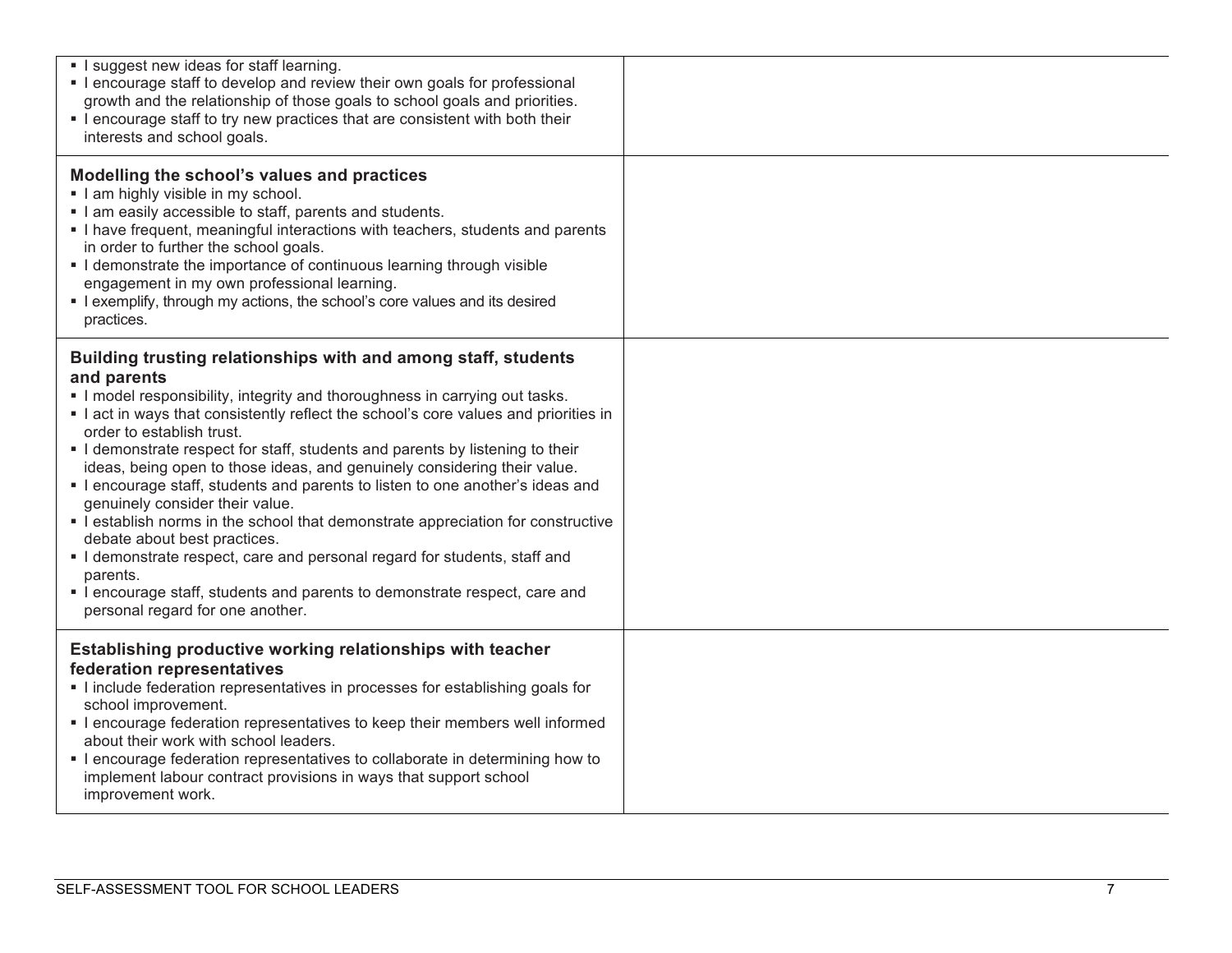| | |
|---|---|
| ▪ I suggest new ideas for staff learning.<br>▪ I encourage staff to develop and review their own goals for professional growth and the relationship of those goals to school goals and priorities.<br>▪ I encourage staff to try new practices that are consistent with both their interests and school goals. | |
| **Modelling the school's values and practices**<br>▪ I am highly visible in my school.<br>▪ I am easily accessible to staff, parents and students.<br>▪ I have frequent, meaningful interactions with teachers, students and parents in order to further the school goals.<br>▪ I demonstrate the importance of continuous learning through visible engagement in my own professional learning.<br>▪ I exemplify, through my actions, the school's core values and its desired practices. | |
| **Building trusting relationships with and among staff, students and parents**<br>▪ I model responsibility, integrity and thoroughness in carrying out tasks.<br>▪ I act in ways that consistently reflect the school's core values and priorities in order to establish trust.<br>▪ I demonstrate respect for staff, students and parents by listening to their ideas, being open to those ideas, and genuinely considering their value.<br>▪ I encourage staff, students and parents to listen to one another's ideas and genuinely consider their value.<br>▪ I establish norms in the school that demonstrate appreciation for constructive debate about best practices.<br>▪ I demonstrate respect, care and personal regard for students, staff and parents.<br>▪ I encourage staff, students and parents to demonstrate respect, care and personal regard for one another. | |
| **Establishing productive working relationships with teacher federation representatives**<br>▪ I include federation representatives in processes for establishing goals for school improvement.<br>▪ I encourage federation representatives to keep their members well informed about their work with school leaders.<br>▪ I encourage federation representatives to collaborate in determining how to implement labour contract provisions in ways that support school improvement work. | |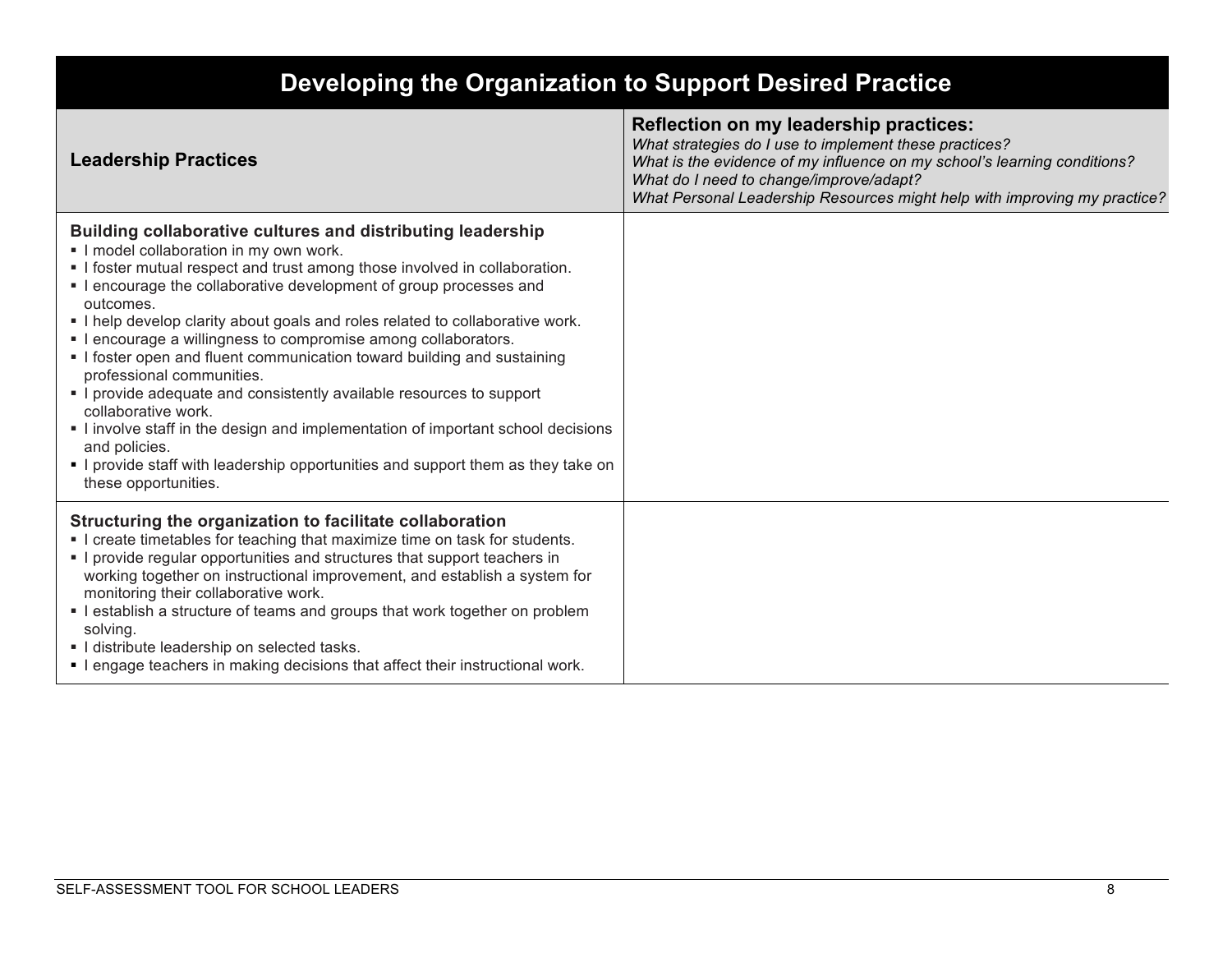| Developing the Organization to Support Desired Practice | |
|---|---|
| **Leadership Practices** | **Reflection on my leadership practices:**<br>*What strategies do I use to implement these practices?*<br>*What is the evidence of my influence on my school's learning conditions?*<br>*What do I need to change/improve/adapt?*<br>*What Personal Leadership Resources might help with improving my practice?* |
| **Building collaborative cultures and distributing leadership**<br>▪ I model collaboration in my own work.<br>▪ I foster mutual respect and trust among those involved in collaboration.<br>▪ I encourage the collaborative development of group processes and outcomes.<br>▪ I help develop clarity about goals and roles related to collaborative work.<br>▪ I encourage a willingness to compromise among collaborators.<br>▪ I foster open and fluent communication toward building and sustaining professional communities.<br>▪ I provide adequate and consistently available resources to support collaborative work.<br>▪ I involve staff in the design and implementation of important school decisions and policies.<br>▪ I provide staff with leadership opportunities and support them as they take on these opportunities. | |
| **Structuring the organization to facilitate collaboration**<br>▪ I create timetables for teaching that maximize time on task for students.<br>▪ I provide regular opportunities and structures that support teachers in working together on instructional improvement, and establish a system for monitoring their collaborative work.<br>▪ I establish a structure of teams and groups that work together on problem solving.<br>▪ I distribute leadership on selected tasks.<br>▪ I engage teachers in making decisions that affect their instructional work. | |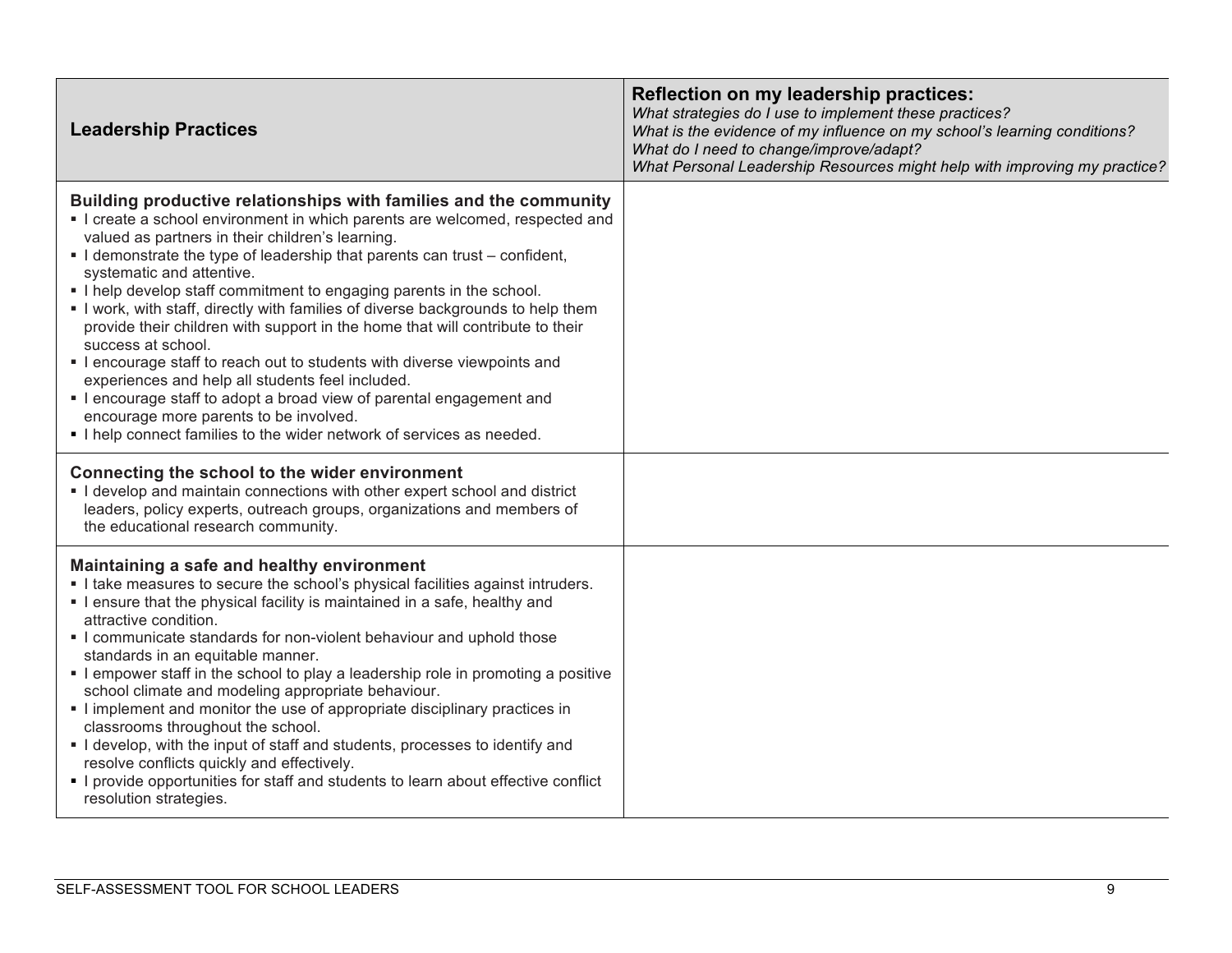| **Leadership Practices** | **Reflection on my leadership practices:**<br>*What strategies do I use to implement these practices?*<br>*What is the evidence of my influence on my school's learning conditions?*<br>*What do I need to change/improve/adapt?*<br>*What Personal Leadership Resources might help with improving my practice?* |
| --- | --- |
| **Building productive relationships with families and the community**<br>▪ I create a school environment in which parents are welcomed, respected and valued as partners in their children's learning.<br>▪ I demonstrate the type of leadership that parents can trust – confident, systematic and attentive.<br>▪ I help develop staff commitment to engaging parents in the school.<br>▪ I work, with staff, directly with families of diverse backgrounds to help them provide their children with support in the home that will contribute to their success at school.<br>▪ I encourage staff to reach out to students with diverse viewpoints and experiences and help all students feel included.<br>▪ I encourage staff to adopt a broad view of parental engagement and encourage more parents to be involved.<br>▪ I help connect families to the wider network of services as needed. | |
| **Connecting the school to the wider environment**<br>▪ I develop and maintain connections with other expert school and district leaders, policy experts, outreach groups, organizations and members of the educational research community. | |
| **Maintaining a safe and healthy environment**<br>▪ I take measures to secure the school's physical facilities against intruders.<br>▪ I ensure that the physical facility is maintained in a safe, healthy and attractive condition.<br>▪ I communicate standards for non-violent behaviour and uphold those standards in an equitable manner.<br>▪ I empower staff in the school to play a leadership role in promoting a positive school climate and modeling appropriate behaviour.<br>▪ I implement and monitor the use of appropriate disciplinary practices in classrooms throughout the school.<br>▪ I develop, with the input of staff and students, processes to identify and resolve conflicts quickly and effectively.<br>▪ I provide opportunities for staff and students to learn about effective conflict resolution strategies. | |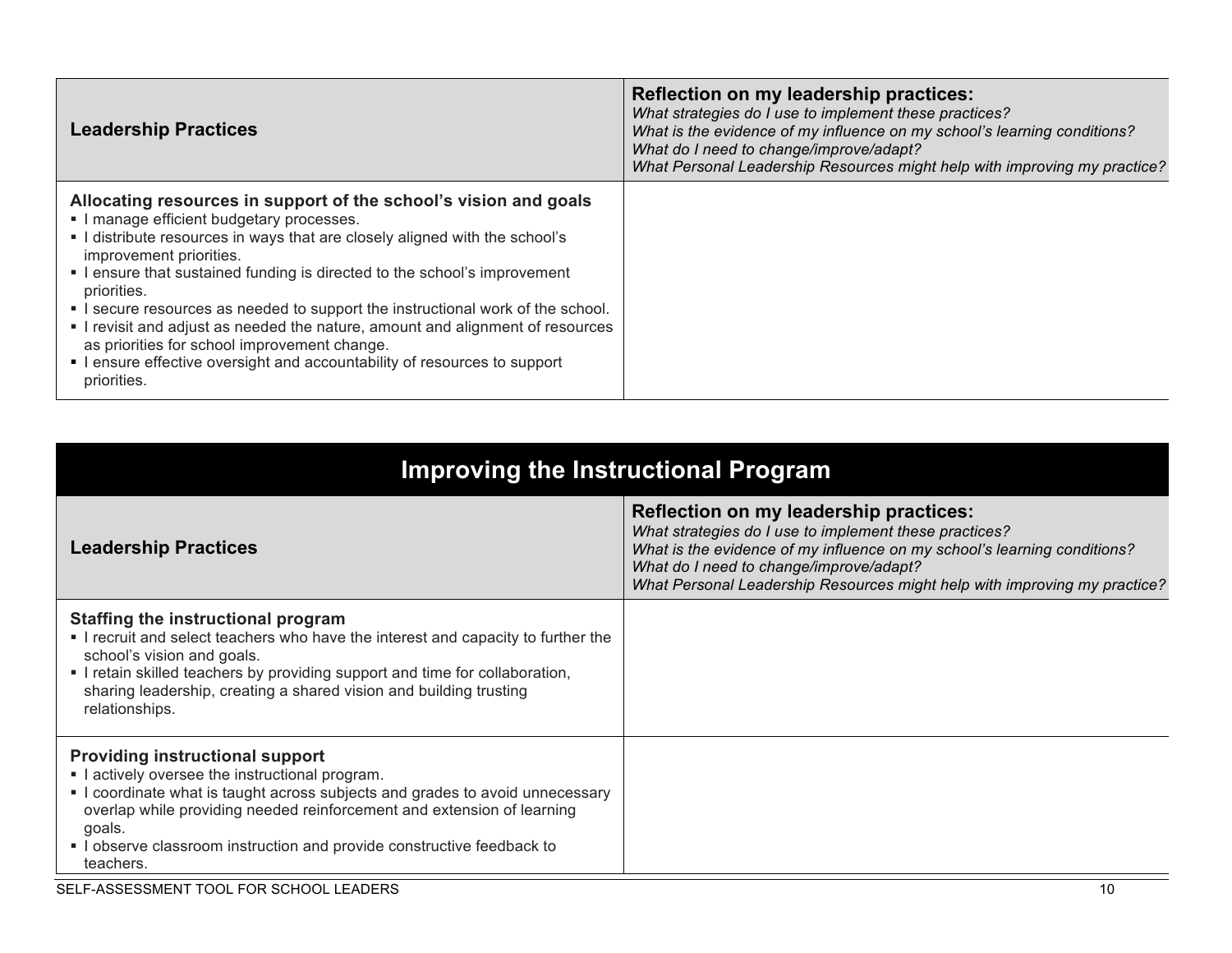| Leadership Practices | Reflection on my leadership practices:<br>*What strategies do I use to implement these practices?*<br>*What is the evidence of my influence on my school's learning conditions?*<br>*What do I need to change/improve/adapt?*<br>*What Personal Leadership Resources might help with improving my practice?* |
|---|---|
| **Allocating resources in support of the school's vision and goals**<br>▪ I manage efficient budgetary processes.<br>▪ I distribute resources in ways that are closely aligned with the school's improvement priorities.<br>▪ I ensure that sustained funding is directed to the school's improvement priorities.<br>▪ I secure resources as needed to support the instructional work of the school.<br>▪ I revisit and adjust as needed the nature, amount and alignment of resources as priorities for school improvement change.<br>▪ I ensure effective oversight and accountability of resources to support priorities. | |

## Improving the Instructional Program

| Leadership Practices | Reflection on my leadership practices:<br>*What strategies do I use to implement these practices?*<br>*What is the evidence of my influence on my school's learning conditions?*<br>*What do I need to change/improve/adapt?*<br>*What Personal Leadership Resources might help with improving my practice?* |
|---|---|
| **Staffing the instructional program**<br>▪ I recruit and select teachers who have the interest and capacity to further the school's vision and goals.<br>▪ I retain skilled teachers by providing support and time for collaboration, sharing leadership, creating a shared vision and building trusting relationships. | |
| **Providing instructional support**<br>▪ I actively oversee the instructional program.<br>▪ I coordinate what is taught across subjects and grades to avoid unnecessary overlap while providing needed reinforcement and extension of learning goals.<br>▪ I observe classroom instruction and provide constructive feedback to teachers. | |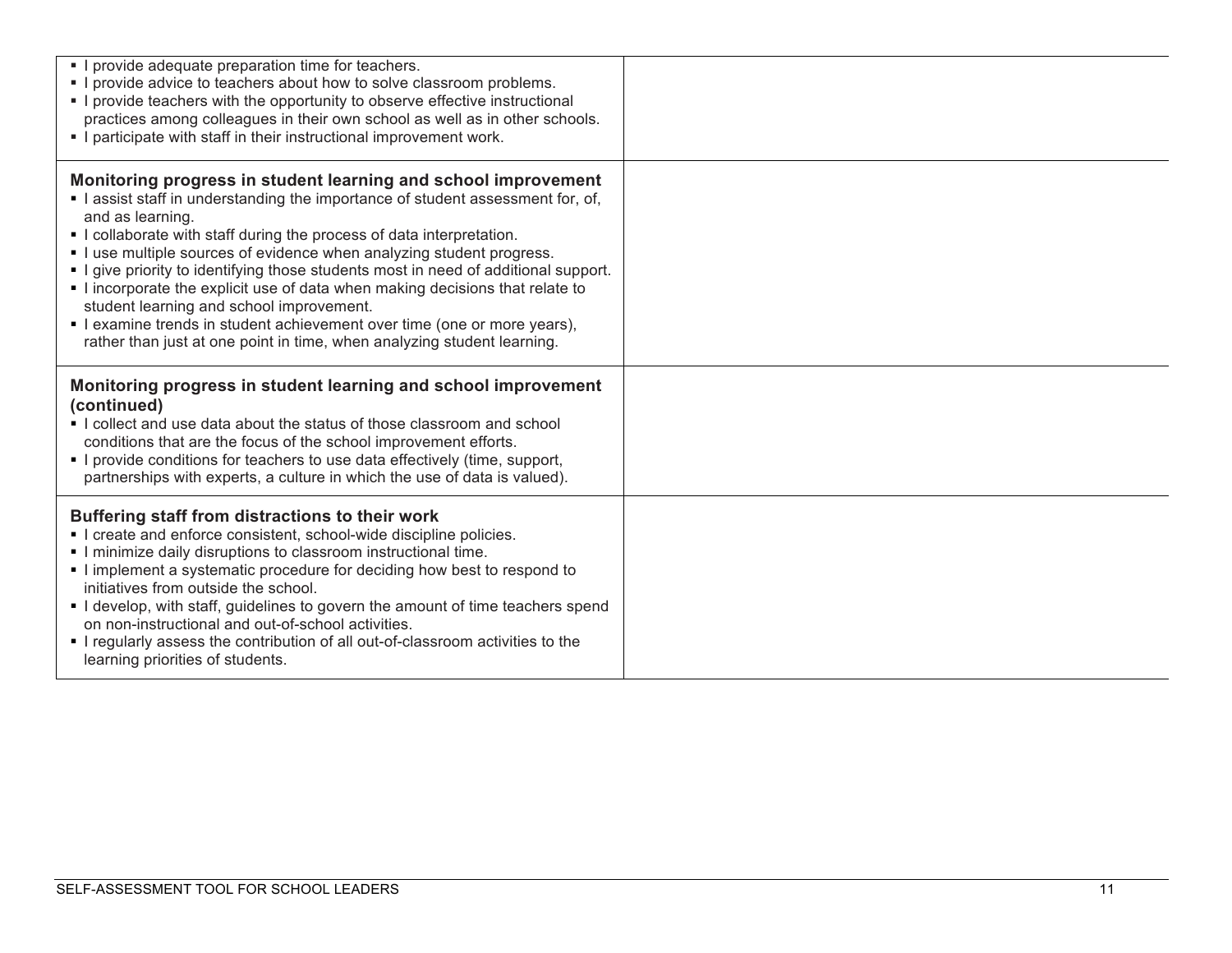| | |
|---|---|
| ▪ I provide adequate preparation time for teachers.<br>▪ I provide advice to teachers about how to solve classroom problems.<br>▪ I provide teachers with the opportunity to observe effective instructional practices among colleagues in their own school as well as in other schools.<br>▪ I participate with staff in their instructional improvement work. | |
| **Monitoring progress in student learning and school improvement**<br>▪ I assist staff in understanding the importance of student assessment for, of, and as learning.<br>▪ I collaborate with staff during the process of data interpretation.<br>▪ I use multiple sources of evidence when analyzing student progress.<br>▪ I give priority to identifying those students most in need of additional support.<br>▪ I incorporate the explicit use of data when making decisions that relate to student learning and school improvement.<br>▪ I examine trends in student achievement over time (one or more years), rather than just at one point in time, when analyzing student learning. | |
| **Monitoring progress in student learning and school improvement (continued)**<br>▪ I collect and use data about the status of those classroom and school conditions that are the focus of the school improvement efforts.<br>▪ I provide conditions for teachers to use data effectively (time, support, partnerships with experts, a culture in which the use of data is valued). | |
| **Buffering staff from distractions to their work**<br>▪ I create and enforce consistent, school-wide discipline policies.<br>▪ I minimize daily disruptions to classroom instructional time.<br>▪ I implement a systematic procedure for deciding how best to respond to initiatives from outside the school.<br>▪ I develop, with staff, guidelines to govern the amount of time teachers spend on non-instructional and out-of-school activities.<br>▪ I regularly assess the contribution of all out-of-classroom activities to the learning priorities of students. | |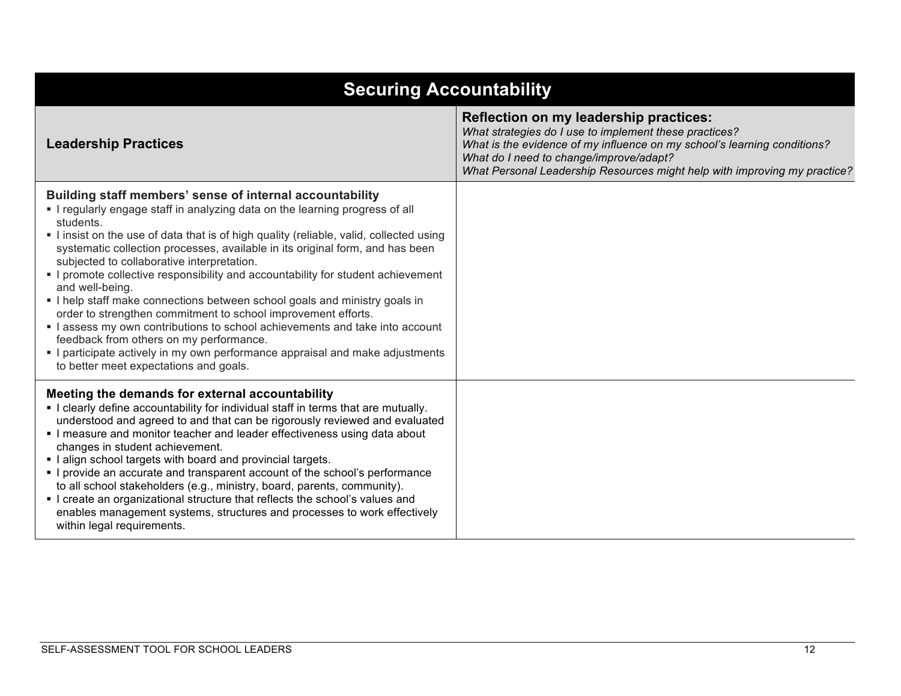| Securing Accountability | |
|---|---|
| **Leadership Practices** | **Reflection on my leadership practices:**<br>*What strategies do I use to implement these practices?*<br>*What is the evidence of my influence on my school's learning conditions?*<br>*What do I need to change/improve/adapt?*<br>*What Personal Leadership Resources might help with improving my practice?* |
| **Building staff members' sense of internal accountability**<br>▪ I regularly engage staff in analyzing data on the learning progress of all students.<br>▪ I insist on the use of data that is of high quality (reliable, valid, collected using systematic collection processes, available in its original form, and has been subjected to collaborative interpretation.<br>▪ I promote collective responsibility and accountability for student achievement and well-being.<br>▪ I help staff make connections between school goals and ministry goals in order to strengthen commitment to school improvement efforts.<br>▪ I assess my own contributions to school achievements and take into account feedback from others on my performance.<br>▪ I participate actively in my own performance appraisal and make adjustments to better meet expectations and goals. | |
| **Meeting the demands for external accountability**<br>▪ I clearly define accountability for individual staff in terms that are mutually. understood and agreed to and that can be rigorously reviewed and evaluated<br>▪ I measure and monitor teacher and leader effectiveness using data about changes in student achievement.<br>▪ I align school targets with board and provincial targets.<br>▪ I provide an accurate and transparent account of the school's performance to all school stakeholders (e.g., ministry, board, parents, community).<br>▪ I create an organizational structure that reflects the school's values and enables management systems, structures and processes to work effectively within legal requirements. | |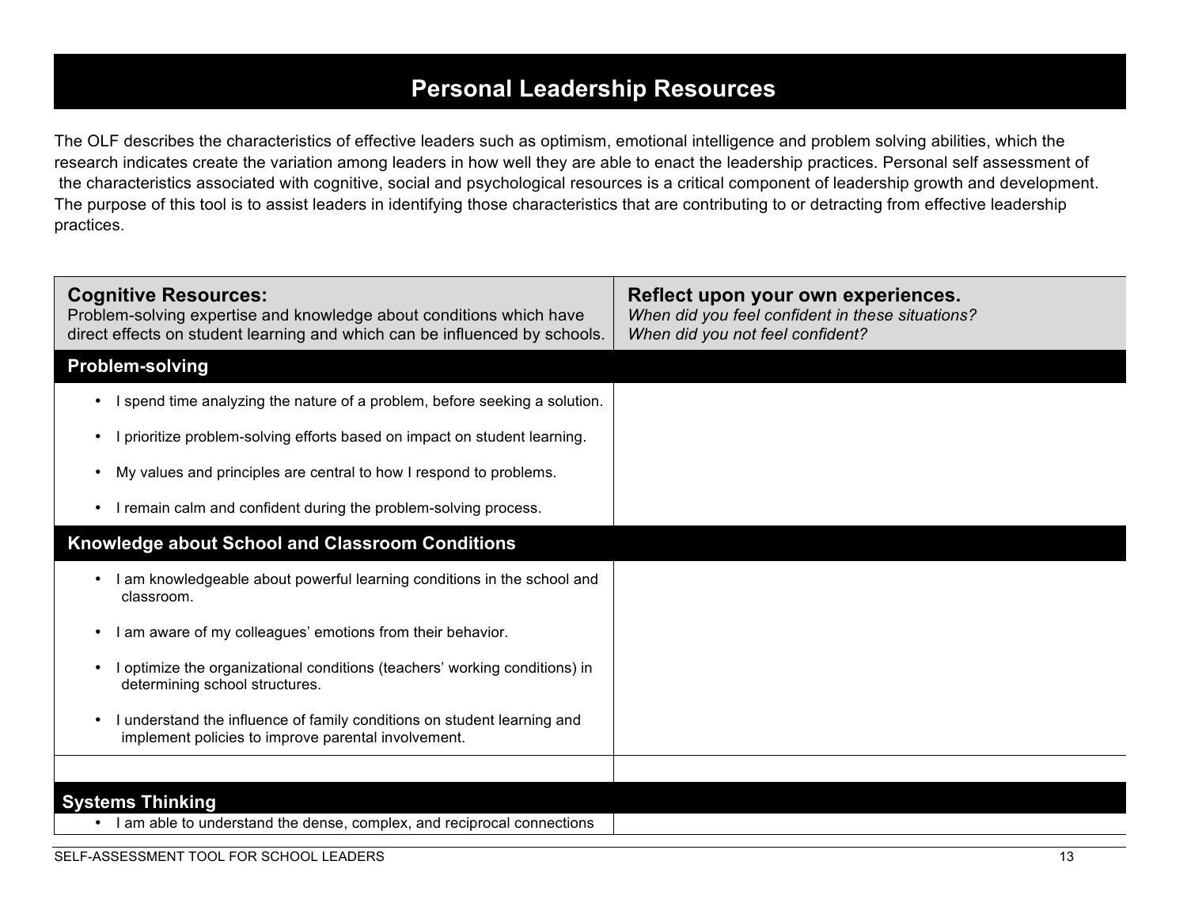# Personal Leadership Resources

The OLF describes the characteristics of effective leaders such as optimism, emotional intelligence and problem solving abilities, which the research indicates create the variation among leaders in how well they are able to enact the leadership practices. Personal self assessment of the characteristics associated with cognitive, social and psychological resources is a critical component of leadership growth and development. The purpose of this tool is to assist leaders in identifying those characteristics that are contributing to or detracting from effective leadership practices.

| **Cognitive Resources:** Problem-solving expertise and knowledge about conditions which have direct effects on student learning and which can be influenced by schools. | **Reflect upon your own experiences.** *When did you feel confident in these situations? When did you not feel confident?* |
|---|---|
| **Problem-solving** | |
| • I spend time analyzing the nature of a problem, before seeking a solution.<br>• I prioritize problem-solving efforts based on impact on student learning.<br>• My values and principles are central to how I respond to problems.<br>• I remain calm and confident during the problem-solving process. | |
| **Knowledge about School and Classroom Conditions** | |
| • I am knowledgeable about powerful learning conditions in the school and classroom.<br>• I am aware of my colleagues' emotions from their behavior.<br>• I optimize the organizational conditions (teachers' working conditions) in determining school structures.<br>• I understand the influence of family conditions on student learning and implement policies to improve parental involvement. | |
| | |
| **Systems Thinking** | |
| • I am able to understand the dense, complex, and reciprocal connections | |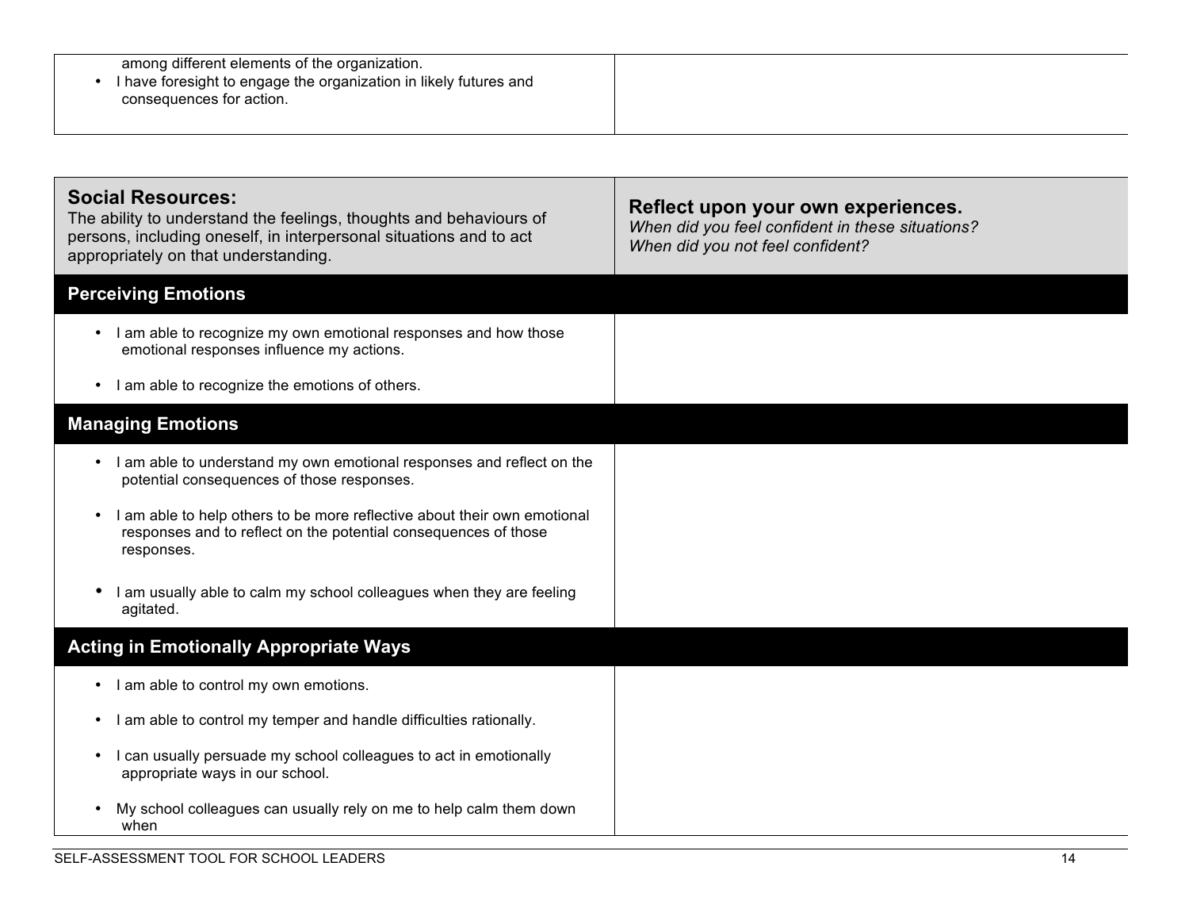| | |
|---|---|
| among different elements of the organization.<br>• I have foresight to engage the organization in likely futures and consequences for action. | |

| **Social Resources:**<br>The ability to understand the feelings, thoughts and behaviours of persons, including oneself, in interpersonal situations and to act appropriately on that understanding. | **Reflect upon your own experiences.**<br>*When did you feel confident in these situations?*<br>*When did you not feel confident?* |
|---|---|
| **Perceiving Emotions** | |
| • I am able to recognize my own emotional responses and how those emotional responses influence my actions.<br>• I am able to recognize the emotions of others. | |
| **Managing Emotions** | |
| • I am able to understand my own emotional responses and reflect on the potential consequences of those responses.<br>• I am able to help others to be more reflective about their own emotional responses and to reflect on the potential consequences of those responses.<br>• I am usually able to calm my school colleagues when they are feeling agitated. | |
| **Acting in Emotionally Appropriate Ways** | |
| • I am able to control my own emotions.<br>• I am able to control my temper and handle difficulties rationally.<br>• I can usually persuade my school colleagues to act in emotionally appropriate ways in our school.<br>• My school colleagues can usually rely on me to help calm them down when | |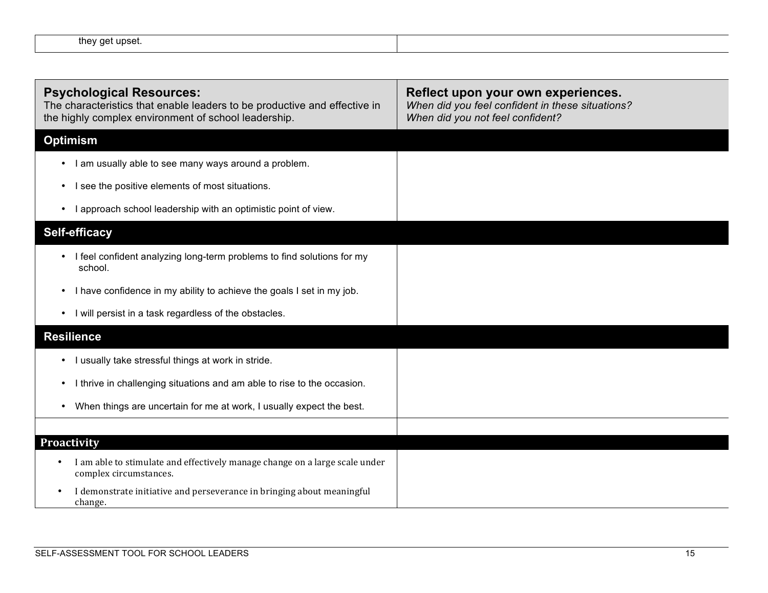| | |
|---|---|
| they get upset. | |

| **Psychological Resources:** The characteristics that enable leaders to be productive and effective in the highly complex environment of school leadership. | **Reflect upon your own experiences.** *When did you feel confident in these situations? When did you not feel confident?* |
|---|---|
| **Optimism** | |
| • I am usually able to see many ways around a problem.<br>• I see the positive elements of most situations.<br>• I approach school leadership with an optimistic point of view. | |
| **Self-efficacy** | |
| • I feel confident analyzing long-term problems to find solutions for my school.<br>• I have confidence in my ability to achieve the goals I set in my job.<br>• I will persist in a task regardless of the obstacles. | |
| **Resilience** | |
| • I usually take stressful things at work in stride.<br>• I thrive in challenging situations and am able to rise to the occasion.<br>• When things are uncertain for me at work, I usually expect the best. | |
| | |
| **Proactivity** | |
| • I am able to stimulate and effectively manage change on a large scale under complex circumstances.<br>• I demonstrate initiative and perseverance in bringing about meaningful change. | |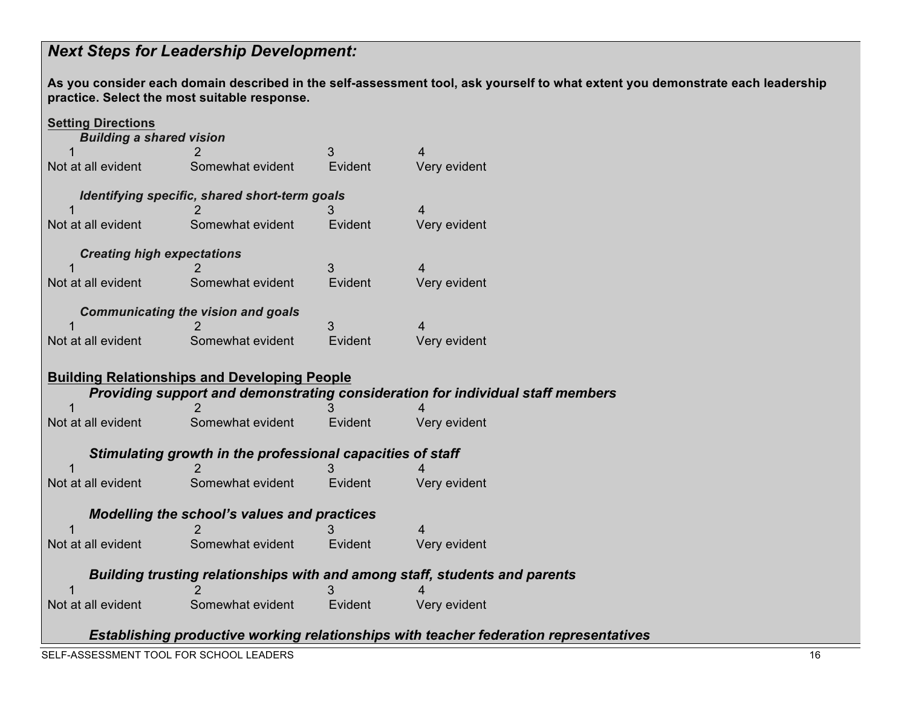## *Next Steps for Leadership Development:*

**As you consider each domain described in the self-assessment tool, ask yourself to what extent you demonstrate each leadership practice. Select the most suitable response.**

**Setting Directions**

***Building a shared vision***

| 1 | 2 | 3 | 4 |
|---|---|---|---|
| Not at all evident | Somewhat evident | Evident | Very evident |

***Identifying specific, shared short-term goals***

| 1 | 2 | 3 | 4 |
|---|---|---|---|
| Not at all evident | Somewhat evident | Evident | Very evident |

***Creating high expectations***

| 1 | 2 | 3 | 4 |
|---|---|---|---|
| Not at all evident | Somewhat evident | Evident | Very evident |

***Communicating the vision and goals***

| 1 | 2 | 3 | 4 |
|---|---|---|---|
| Not at all evident | Somewhat evident | Evident | Very evident |

**Building Relationships and Developing People**

***Providing support and demonstrating consideration for individual staff members***

| 1 | 2 | 3 | 4 |
|---|---|---|---|
| Not at all evident | Somewhat evident | Evident | Very evident |

***Stimulating growth in the professional capacities of staff***

| 1 | 2 | 3 | 4 |
|---|---|---|---|
| Not at all evident | Somewhat evident | Evident | Very evident |

***Modelling the school's values and practices***

| 1 | 2 | 3 | 4 |
|---|---|---|---|
| Not at all evident | Somewhat evident | Evident | Very evident |

***Building trusting relationships with and among staff, students and parents***

| 1 | 2 | 3 | 4 |
|---|---|---|---|
| Not at all evident | Somewhat evident | Evident | Very evident |

***Establishing productive working relationships with teacher federation representatives***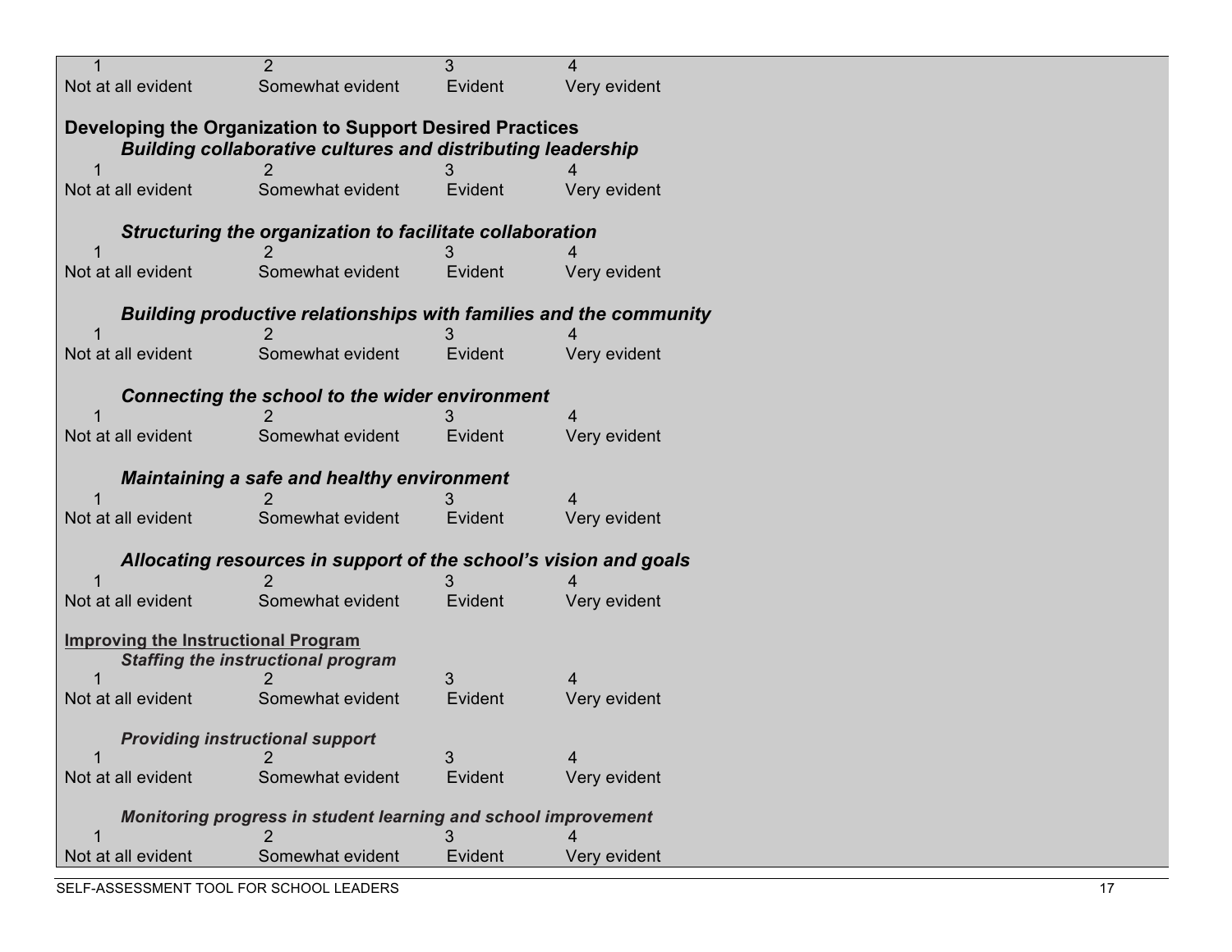| 1 | 2 | 3 | 4 |
|---|---|---|---|
| Not at all evident | Somewhat evident | Evident | Very evident |

**Developing the Organization to Support Desired Practices**

***Building collaborative cultures and distributing leadership***

| 1 | 2 | 3 | 4 |
|---|---|---|---|
| Not at all evident | Somewhat evident | Evident | Very evident |

***Structuring the organization to facilitate collaboration***

| 1 | 2 | 3 | 4 |
|---|---|---|---|
| Not at all evident | Somewhat evident | Evident | Very evident |

***Building productive relationships with families and the community***

| 1 | 2 | 3 | 4 |
|---|---|---|---|
| Not at all evident | Somewhat evident | Evident | Very evident |

***Connecting the school to the wider environment***

| 1 | 2 | 3 | 4 |
|---|---|---|---|
| Not at all evident | Somewhat evident | Evident | Very evident |

***Maintaining a safe and healthy environment***

| 1 | 2 | 3 | 4 |
|---|---|---|---|
| Not at all evident | Somewhat evident | Evident | Very evident |

***Allocating resources in support of the school's vision and goals***

| 1 | 2 | 3 | 4 |
|---|---|---|---|
| Not at all evident | Somewhat evident | Evident | Very evident |

**Improving the Instructional Program**

***Staffing the instructional program***

| 1 | 2 | 3 | 4 |
|---|---|---|---|
| Not at all evident | Somewhat evident | Evident | Very evident |

***Providing instructional support***

| 1 | 2 | 3 | 4 |
|---|---|---|---|
| Not at all evident | Somewhat evident | Evident | Very evident |

***Monitoring progress in student learning and school improvement***

| 1 | 2 | 3 | 4 |
|---|---|---|---|
| Not at all evident | Somewhat evident | Evident | Very evident |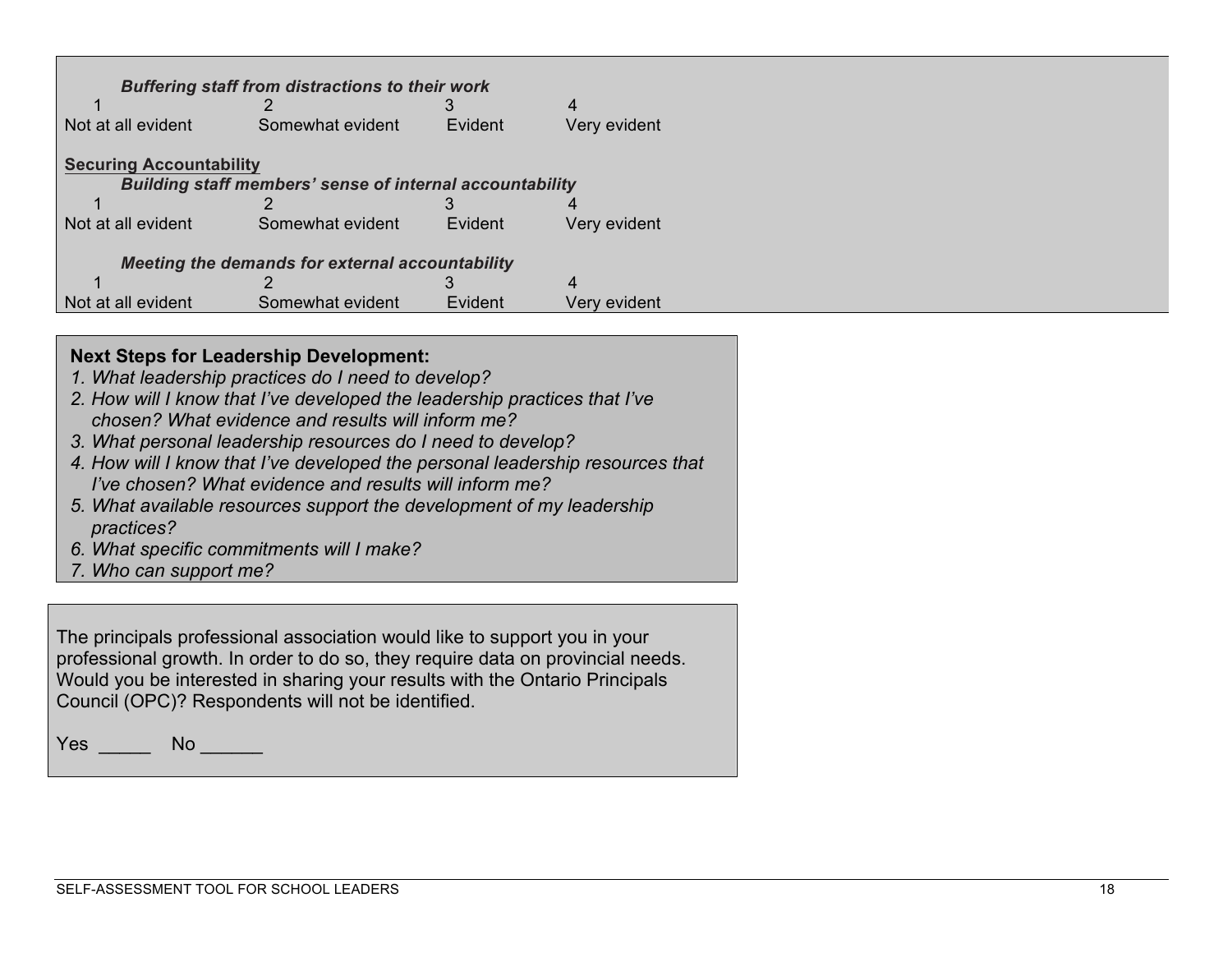***Buffering staff from distractions to their work***

| 1 | 2 | 3 | 4 |
|---|---|---|---|
| Not at all evident | Somewhat evident | Evident | Very evident |

<u>**Securing Accountability**</u>

***Building staff members' sense of internal accountability***

| 1 | 2 | 3 | 4 |
|---|---|---|---|
| Not at all evident | Somewhat evident | Evident | Very evident |

***Meeting the demands for external accountability***

| 1 | 2 | 3 | 4 |
|---|---|---|---|
| Not at all evident | Somewhat evident | Evident | Very evident |

**Next Steps for Leadership Development:**

1. *What leadership practices do I need to develop?*
2. *How will I know that I've developed the leadership practices that I've chosen? What evidence and results will inform me?*
3. *What personal leadership resources do I need to develop?*
4. *How will I know that I've developed the personal leadership resources that I've chosen? What evidence and results will inform me?*
5. *What available resources support the development of my leadership practices?*
6. *What specific commitments will I make?*
7. *Who can support me?*

The principals professional association would like to support you in your professional growth. In order to do so, they require data on provincial needs. Would you be interested in sharing your results with the Ontario Principals Council (OPC)? Respondents will not be identified.

Yes _____ No ______